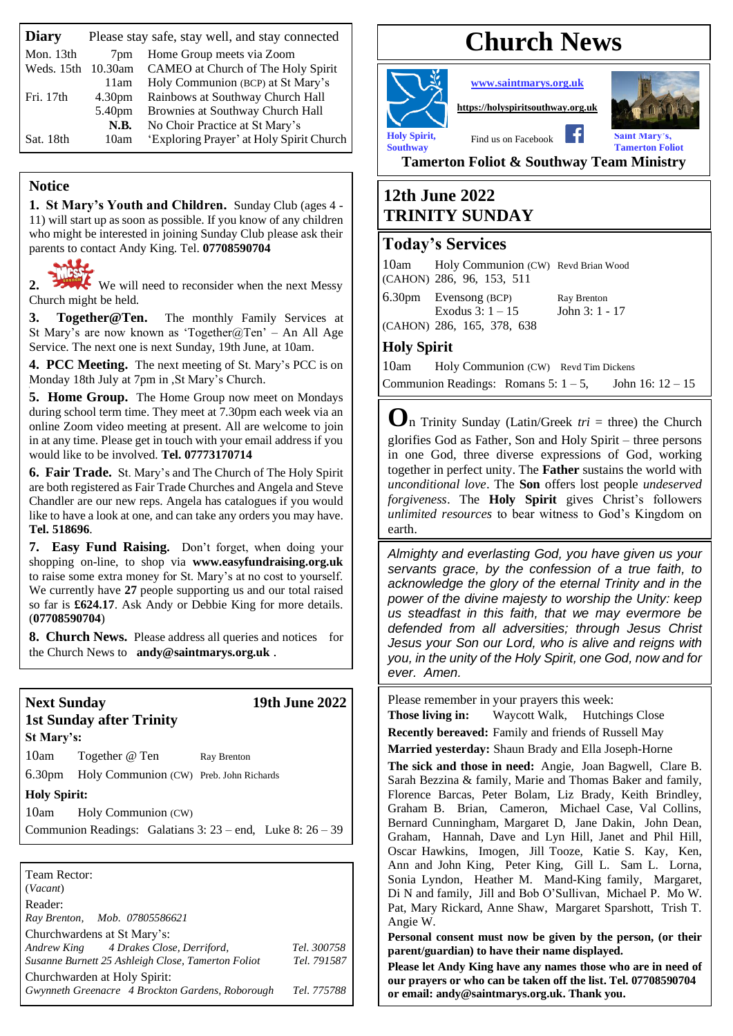# Church News

www.saintmarys.org.uk

https://holyspiritsouthway.org.uk

Holy Spirit, Southway

Find us on Facebook

Saint Mary's, Tamerton Foliot

**Tamerton Foliot & Southway Team Ministry**

## 12th June 2022
## TRINITY SUNDAY

## Today's Services

| | | |
|---|---|---|
| 10am | Holy Communion (CW) | Revd Brian Wood |
| (CAHON) | 286, 96, 153, 511 | |
| 6.30pm | Evensong (BCP) | Ray Brenton |
| | Exodus 3: 1 – 15 | John 3: 1 - 17 |
| (CAHON) | 286, 165, 378, 638 | |

### Holy Spirit

| | | |
|---|---|---|
| 10am | Holy Communion (CW) | Revd Tim Dickens |

Communion Readings: Romans 5: 1 – 5, John 16: 12 – 15

**O**n Trinity Sunday (Latin/Greek *tri* = three) the Church glorifies God as Father, Son and Holy Spirit – three persons in one God, three diverse expressions of God, working together in perfect unity. The **Father** sustains the world with *unconditional love*. The **Son** offers lost people *undeserved forgiveness*. The **Holy Spirit** gives Christ's followers *unlimited resources* to bear witness to God's Kingdom on earth.

*Almighty and everlasting God, you have given us your servants grace, by the confession of a true faith, to acknowledge the glory of the eternal Trinity and in the power of the divine majesty to worship the Unity: keep us steadfast in this faith, that we may evermore be defended from all adversities; through Jesus Christ Jesus your Son our Lord, who is alive and reigns with you, in the unity of the Holy Spirit, one God, now and for ever. Amen.*

Please remember in your prayers this week:

**Those living in:** Waycott Walk, Hutchings Close

**Recently bereaved:** Family and friends of Russell May

**Married yesterday:** Shaun Brady and Ella Joseph-Horne

**The sick and those in need:** Angie, Joan Bagwell, Clare B. Sarah Bezzina & family, Marie and Thomas Baker and family, Florence Barcas, Peter Bolam, Liz Brady, Keith Brindley, Graham B. Brian, Cameron, Michael Case, Val Collins, Bernard Cunningham, Margaret D, Jane Dakin, John Dean, Graham, Hannah, Dave and Lyn Hill, Janet and Phil Hill, Oscar Hawkins, Imogen, Jill Tooze, Katie S. Kay, Ken, Ann and John King, Peter King, Gill L. Sam L. Lorna, Sonia Lyndon, Heather M. Mand-King family, Margaret, Di N and family, Jill and Bob O'Sullivan, Michael P. Mo W. Pat, Mary Rickard, Anne Shaw, Margaret Sparshott, Trish T. Angie W.

**Personal consent must now be given by the person, (or their parent/guardian) to have their name displayed.**

**Please let Andy King have any names those who are in need of our prayers or who can be taken off the list. Tel. 07708590704 or email: andy@saintmarys.org.uk. Thank you.**

## Diary

Please stay safe, stay well, and stay connected

| | | |
|---|---|---|
| Mon. 13th | 7pm | Home Group meets via Zoom |
| Weds. 15th | 10.30am | CAMEO at Church of The Holy Spirit |
| | 11am | Holy Communion (BCP) at St Mary's |
| Fri. 17th | 4.30pm | Rainbows at Southway Church Hall |
| | 5.40pm | Brownies at Southway Church Hall |
| | **N.B.** | No Choir Practice at St Mary's |
| Sat. 18th | 10am | 'Exploring Prayer' at Holy Spirit Church |

## Notice

**1. St Mary's Youth and Children.** Sunday Club (ages 4 - 11) will start up as soon as possible. If you know of any children who might be interested in joining Sunday Club please ask their parents to contact Andy King. Tel. **07708590704**

**2.** We will need to reconsider when the next Messy Church might be held.

**3. Together@Ten.** The monthly Family Services at St Mary's are now known as 'Together@Ten' – An All Age Service. The next one is next Sunday, 19th June, at 10am.

**4. PCC Meeting.** The next meeting of St. Mary's PCC is on Monday 18th July at 7pm in ,St Mary's Church.

**5. Home Group.** The Home Group now meet on Mondays during school term time. They meet at 7.30pm each week via an online Zoom video meeting at present. All are welcome to join in at any time. Please get in touch with your email address if you would like to be involved. **Tel. 07773170714**

**6. Fair Trade.** St. Mary's and The Church of The Holy Spirit are both registered as Fair Trade Churches and Angela and Steve Chandler are our new reps. Angela has catalogues if you would like to have a look at one, and can take any orders you may have. **Tel. 518696**.

**7. Easy Fund Raising.** Don't forget, when doing your shopping on-line, to shop via **www.easyfundraising.org.uk** to raise some extra money for St. Mary's at no cost to yourself. We currently have **27** people supporting us and our total raised so far is **£624.17**. Ask Andy or Debbie King for more details. (**07708590704**)

**8. Church News.** Please address all queries and notices for the Church News to **andy@saintmarys.org.uk** .

## Next Sunday — 19th June 2022
### 1st Sunday after Trinity

**St Mary's:**

| | | |
|---|---|---|
| 10am | Together @ Ten | Ray Brenton |
| 6.30pm | Holy Communion (CW) | Preb. John Richards |

**Holy Spirit:**

| | |
|---|---|
| 10am | Holy Communion (CW) |

Communion Readings: Galatians 3: 23 – end, Luke 8: 26 – 39

Team Rector:
(*Vacant*)

Reader:
*Ray Brenton, Mob. 07805586621*

Churchwardens at St Mary's:

| | |
|---|---|
| *Andrew King 4 Drakes Close, Derriford,* | *Tel. 300758* |
| *Susanne Burnett 25 Ashleigh Close, Tamerton Foliot* | *Tel. 791587* |

Churchwarden at Holy Spirit:

| | |
|---|---|
| *Gwynneth Greenacre 4 Brockton Gardens, Roborough* | *Tel. 775788* |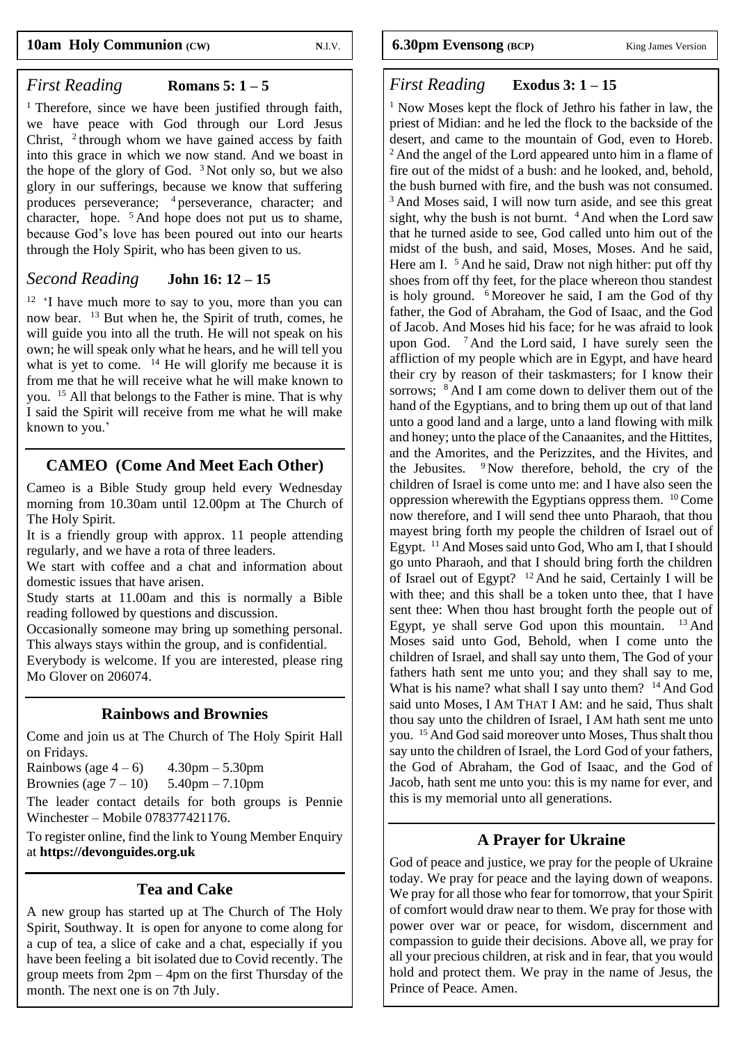**10am Holy Communion** (CW) N.I.V.

## *First Reading* **Romans 5: 1 – 5**

[1] Therefore, since we have been justified through faith, we have peace with God through our Lord Jesus Christ, [2] through whom we have gained access by faith into this grace in which we now stand. And we boast in the hope of the glory of God. [3] Not only so, but we also glory in our sufferings, because we know that suffering produces perseverance; [4] perseverance, character; and character, hope. [5] And hope does not put us to shame, because God's love has been poured out into our hearts through the Holy Spirit, who has been given to us.

## *Second Reading* **John 16: 12 – 15**

[12] 'I have much more to say to you, more than you can now bear. [13] But when he, the Spirit of truth, comes, he will guide you into all the truth. He will not speak on his own; he will speak only what he hears, and he will tell you what is yet to come. [14] He will glorify me because it is from me that he will receive what he will make known to you. [15] All that belongs to the Father is mine. That is why I said the Spirit will receive from me what he will make known to you.'

## CAMEO (Come And Meet Each Other)

Cameo is a Bible Study group held every Wednesday morning from 10.30am until 12.00pm at The Church of The Holy Spirit.

It is a friendly group with approx. 11 people attending regularly, and we have a rota of three leaders.

We start with coffee and a chat and information about domestic issues that have arisen.

Study starts at 11.00am and this is normally a Bible reading followed by questions and discussion.

Occasionally someone may bring up something personal. This always stays within the group, and is confidential.

Everybody is welcome. If you are interested, please ring Mo Glover on 206074.

## Rainbows and Brownies

Come and join us at The Church of The Holy Spirit Hall on Fridays.

Rainbows (age 4 – 6) 4.30pm – 5.30pm
Brownies (age 7 – 10) 5.40pm – 7.10pm

The leader contact details for both groups is Pennie Winchester – Mobile 078377421176.

To register online, find the link to Young Member Enquiry at **https://devonguides.org.uk**

## Tea and Cake

A new group has started up at The Church of The Holy Spirit, Southway. It is open for anyone to come along for a cup of tea, a slice of cake and a chat, especially if you have been feeling a bit isolated due to Covid recently. The group meets from 2pm – 4pm on the first Thursday of the month. The next one is on 7th July.

**6.30pm Evensong** (BCP) King James Version

## *First Reading* **Exodus 3: 1 – 15**

[1] Now Moses kept the flock of Jethro his father in law, the priest of Midian: and he led the flock to the backside of the desert, and came to the mountain of God, even to Horeb. [2] And the angel of the Lord appeared unto him in a flame of fire out of the midst of a bush: and he looked, and, behold, the bush burned with fire, and the bush was not consumed. [3] And Moses said, I will now turn aside, and see this great sight, why the bush is not burnt. [4] And when the Lord saw that he turned aside to see, God called unto him out of the midst of the bush, and said, Moses, Moses. And he said, Here am I. [5] And he said, Draw not nigh hither: put off thy shoes from off thy feet, for the place whereon thou standest is holy ground. [6] Moreover he said, I am the God of thy father, the God of Abraham, the God of Isaac, and the God of Jacob. And Moses hid his face; for he was afraid to look upon God. [7] And the Lord said, I have surely seen the affliction of my people which are in Egypt, and have heard their cry by reason of their taskmasters; for I know their sorrows; [8] And I am come down to deliver them out of the hand of the Egyptians, and to bring them up out of that land unto a good land and a large, unto a land flowing with milk and honey; unto the place of the Canaanites, and the Hittites, and the Amorites, and the Perizzites, and the Hivites, and the Jebusites. [9] Now therefore, behold, the cry of the children of Israel is come unto me: and I have also seen the oppression wherewith the Egyptians oppress them. [10] Come now therefore, and I will send thee unto Pharaoh, that thou mayest bring forth my people the children of Israel out of Egypt. [11] And Moses said unto God, Who am I, that I should go unto Pharaoh, and that I should bring forth the children of Israel out of Egypt? [12] And he said, Certainly I will be with thee; and this shall be a token unto thee, that I have sent thee: When thou hast brought forth the people out of Egypt, ye shall serve God upon this mountain. [13] And Moses said unto God, Behold, when I come unto the children of Israel, and shall say unto them, The God of your fathers hath sent me unto you; and they shall say to me, What is his name? what shall I say unto them? [14] And God said unto Moses, I AM THAT I AM: and he said, Thus shalt thou say unto the children of Israel, I AM hath sent me unto you. [15] And God said moreover unto Moses, Thus shalt thou say unto the children of Israel, the Lord God of your fathers, the God of Abraham, the God of Isaac, and the God of Jacob, hath sent me unto you: this is my name for ever, and this is my memorial unto all generations.

## A Prayer for Ukraine

God of peace and justice, we pray for the people of Ukraine today. We pray for peace and the laying down of weapons. We pray for all those who fear for tomorrow, that your Spirit of comfort would draw near to them. We pray for those with power over war or peace, for wisdom, discernment and compassion to guide their decisions. Above all, we pray for all your precious children, at risk and in fear, that you would hold and protect them. We pray in the name of Jesus, the Prince of Peace. Amen.